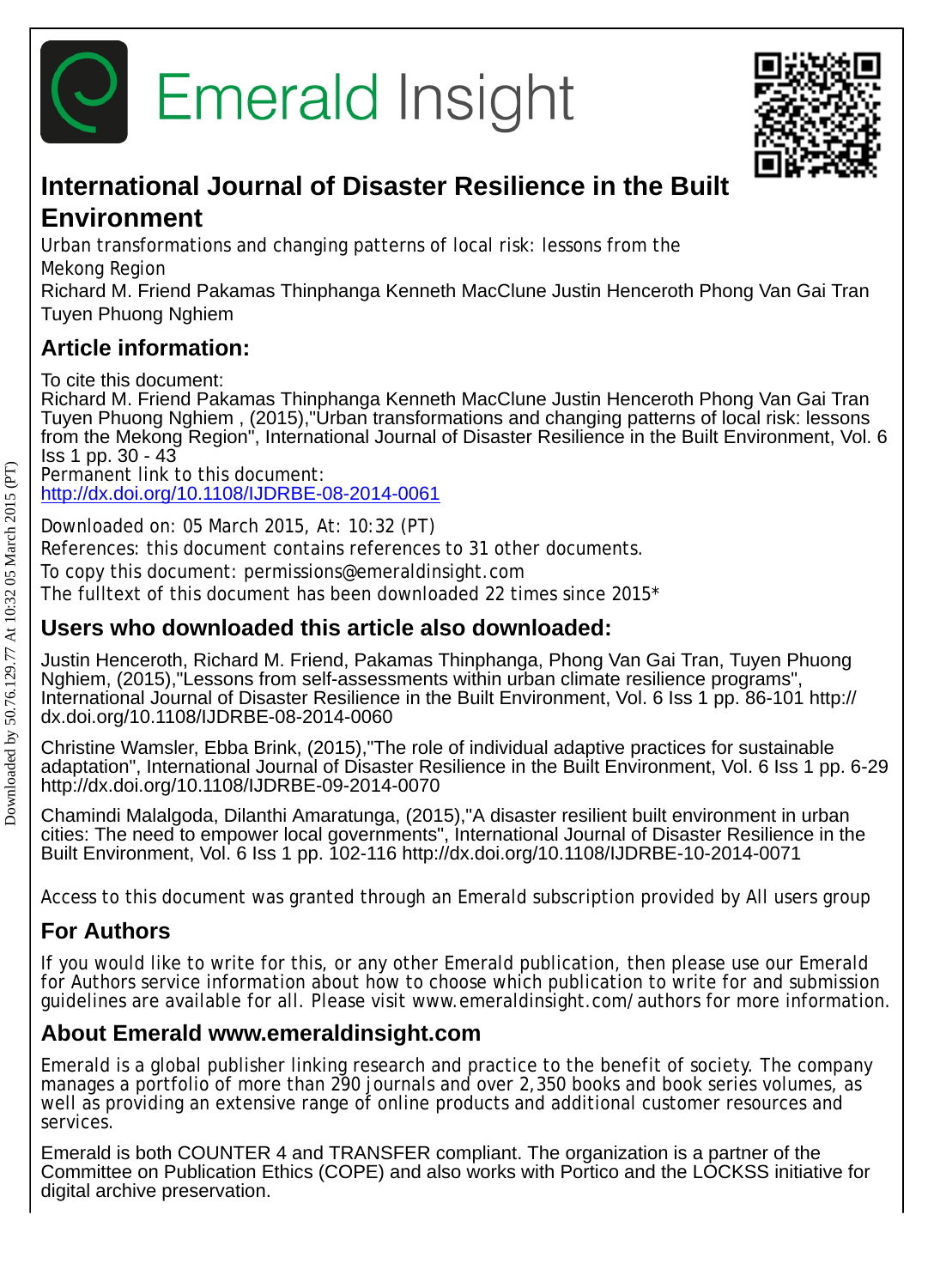# Emerald Insight

## International Journal of Disaster Resilience in the Built Environment

Urban transformations and changing patterns of local risk: lessons from the Mekong Region

Richard M. Friend Pakamas Thinphanga Kenneth MacClune Justin Henceroth Phong Van Gai Tran Tuyen Phuong Nghiem

## Article information:

To cite this document:

Richard M. Friend Pakamas Thinphanga Kenneth MacClune Justin Henceroth Phong Van Gai Tran Tuyen Phuong Nghiem , (2015),"Urban transformations and changing patterns of local risk: lessons from the Mekong Region", International Journal of Disaster Resilience in the Built Environment, Vol. 6 Iss 1 pp. 30 - 43

Permanent link to this document:

http://dx.doi.org/10.1108/IJDRBE-08-2014-0061

Downloaded on: 05 March 2015, At: 10:32 (PT)

References: this document contains references to 31 other documents.

To copy this document: permissions@emeraldinsight.com

The fulltext of this document has been downloaded 22 times since 2015*

## Users who downloaded this article also downloaded:

Justin Henceroth, Richard M. Friend, Pakamas Thinphanga, Phong Van Gai Tran, Tuyen Phuong Nghiem, (2015),"Lessons from self-assessments within urban climate resilience programs", International Journal of Disaster Resilience in the Built Environment, Vol. 6 Iss 1 pp. 86-101 http://dx.doi.org/10.1108/IJDRBE-08-2014-0060

Christine Wamsler, Ebba Brink, (2015),"The role of individual adaptive practices for sustainable adaptation", International Journal of Disaster Resilience in the Built Environment, Vol. 6 Iss 1 pp. 6-29 http://dx.doi.org/10.1108/IJDRBE-09-2014-0070

Chamindi Malalgoda, Dilanthi Amaratunga, (2015),"A disaster resilient built environment in urban cities: The need to empower local governments", International Journal of Disaster Resilience in the Built Environment, Vol. 6 Iss 1 pp. 102-116 http://dx.doi.org/10.1108/IJDRBE-10-2014-0071

Access to this document was granted through an Emerald subscription provided by All users group

## For Authors

If you would like to write for this, or any other Emerald publication, then please use our Emerald for Authors service information about how to choose which publication to write for and submission guidelines are available for all. Please visit www.emeraldinsight.com/authors for more information.

## About Emerald www.emeraldinsight.com

Emerald is a global publisher linking research and practice to the benefit of society. The company manages a portfolio of more than 290 journals and over 2,350 books and book series volumes, as well as providing an extensive range of online products and additional customer resources and services.

Emerald is both COUNTER 4 and TRANSFER compliant. The organization is a partner of the Committee on Publication Ethics (COPE) and also works with Portico and the LOCKSS initiative for digital archive preservation.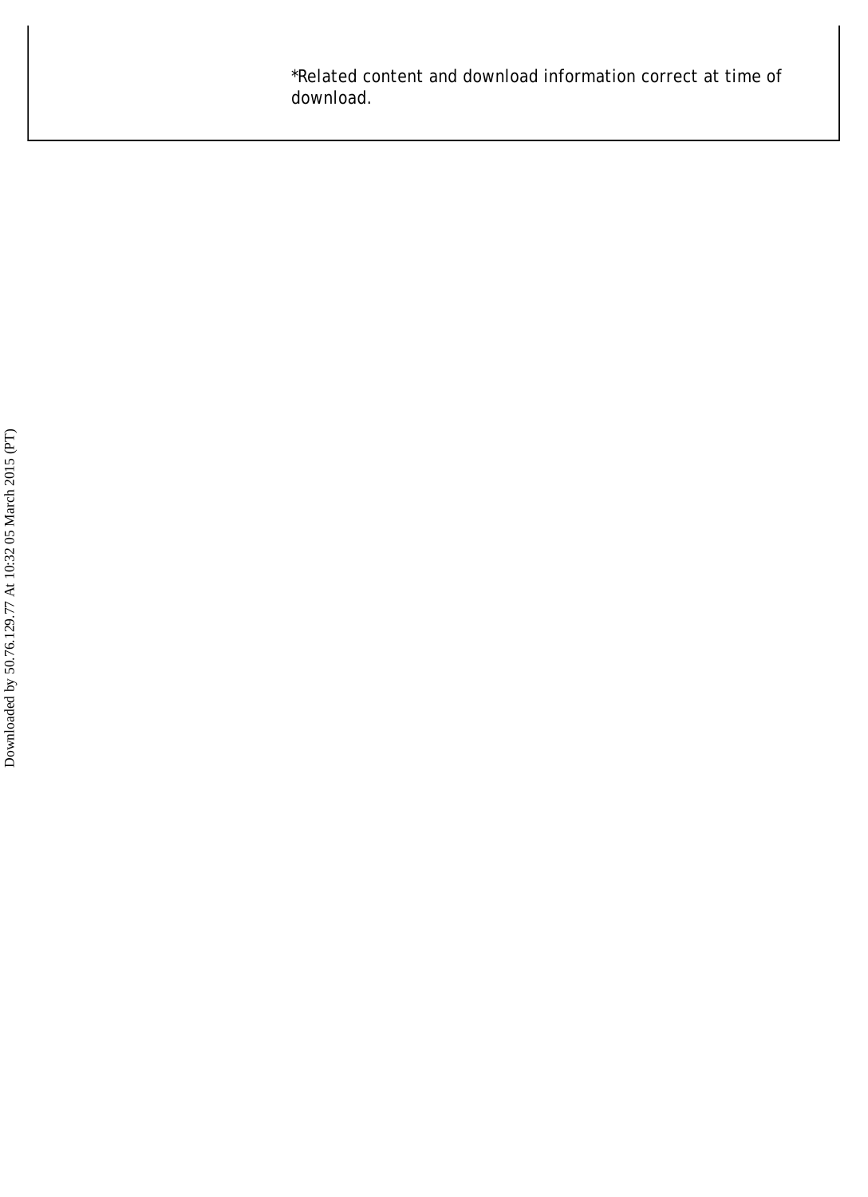*Related content and download information correct at time of download.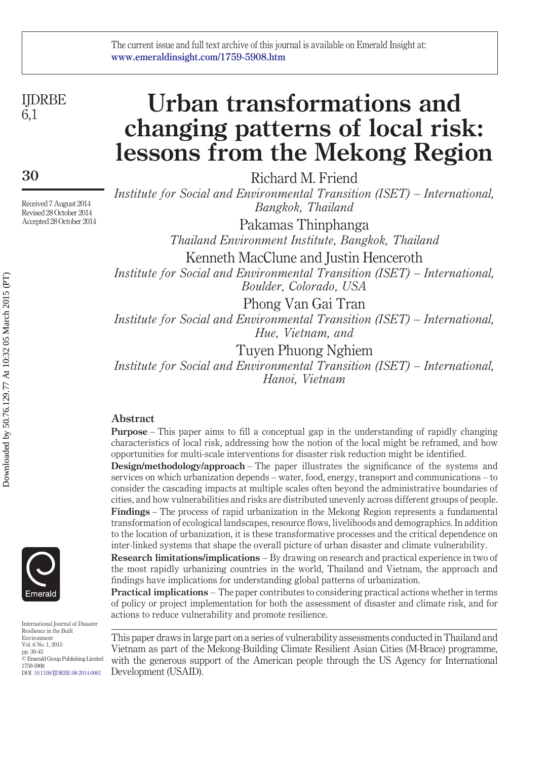# Urban transformations and changing patterns of local risk: lessons from the Mekong Region

Richard M. Friend

*Institute for Social and Environmental Transition (ISET) – International, Bangkok, Thailand*

Pakamas Thinphanga

*Thailand Environment Institute, Bangkok, Thailand*

Kenneth MacClune and Justin Henceroth

*Institute for Social and Environmental Transition (ISET) – International, Boulder, Colorado, USA*

Phong Van Gai Tran

*Institute for Social and Environmental Transition (ISET) – International, Hue, Vietnam, and*

Tuyen Phuong Nghiem

*Institute for Social and Environmental Transition (ISET) – International, Hanoi, Vietnam*

Received 7 August 2014
Revised 28 October 2014
Accepted 28 October 2014

## Abstract

**Purpose** – This paper aims to fill a conceptual gap in the understanding of rapidly changing characteristics of local risk, addressing how the notion of the local might be reframed, and how opportunities for multi-scale interventions for disaster risk reduction might be identified.

**Design/methodology/approach** – The paper illustrates the significance of the systems and services on which urbanization depends – water, food, energy, transport and communications – to consider the cascading impacts at multiple scales often beyond the administrative boundaries of cities, and how vulnerabilities and risks are distributed unevenly across different groups of people.

**Findings** – The process of rapid urbanization in the Mekong Region represents a fundamental transformation of ecological landscapes, resource flows, livelihoods and demographics. In addition to the location of urbanization, it is these transformative processes and the critical dependence on inter-linked systems that shape the overall picture of urban disaster and climate vulnerability.

**Research limitations/implications** – By drawing on research and practical experience in two of the most rapidly urbanizing countries in the world, Thailand and Vietnam, the approach and findings have implications for understanding global patterns of urbanization.

**Practical implications** – The paper contributes to considering practical actions whether in terms of policy or project implementation for both the assessment of disaster and climate risk, and for actions to reduce vulnerability and promote resilience.

This paper draws in large part on a series of vulnerability assessments conducted in Thailand and Vietnam as part of the Mekong-Building Climate Resilient Asian Cities (M-Brace) programme, with the generous support of the American people through the US Agency for International Development (USAID).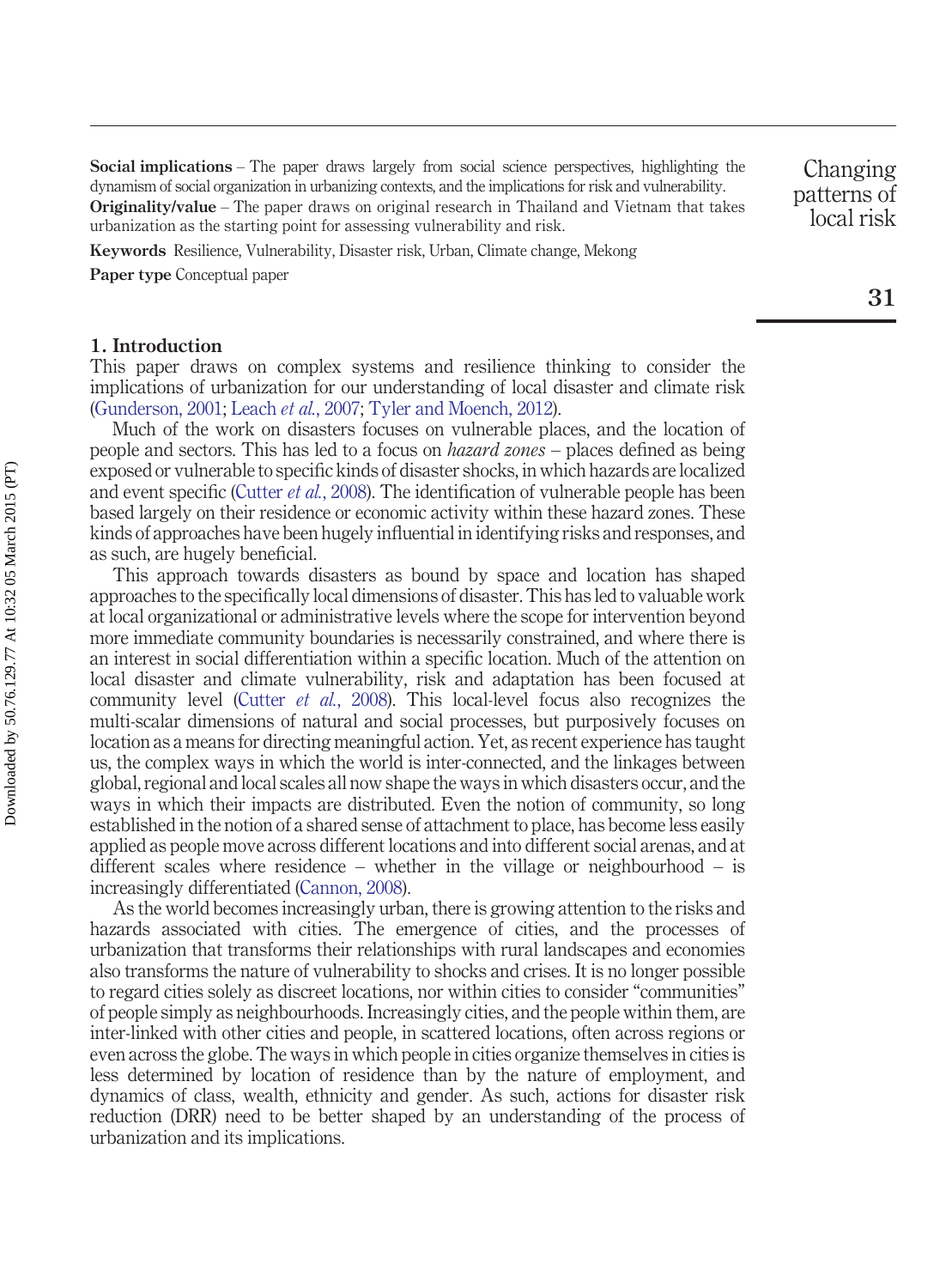**Social implications** – The paper draws largely from social science perspectives, highlighting the dynamism of social organization in urbanizing contexts, and the implications for risk and vulnerability.

**Originality/value** – The paper draws on original research in Thailand and Vietnam that takes urbanization as the starting point for assessing vulnerability and risk.

**Keywords** Resilience, Vulnerability, Disaster risk, Urban, Climate change, Mekong

**Paper type** Conceptual paper

## 1. Introduction

This paper draws on complex systems and resilience thinking to consider the implications of urbanization for our understanding of local disaster and climate risk (Gunderson, 2001; Leach *et al.*, 2007; Tyler and Moench, 2012).

Much of the work on disasters focuses on vulnerable places, and the location of people and sectors. This has led to a focus on *hazard zones* – places defined as being exposed or vulnerable to specific kinds of disaster shocks, in which hazards are localized and event specific (Cutter *et al.*, 2008). The identification of vulnerable people has been based largely on their residence or economic activity within these hazard zones. These kinds of approaches have been hugely influential in identifying risks and responses, and as such, are hugely beneficial.

This approach towards disasters as bound by space and location has shaped approaches to the specifically local dimensions of disaster. This has led to valuable work at local organizational or administrative levels where the scope for intervention beyond more immediate community boundaries is necessarily constrained, and where there is an interest in social differentiation within a specific location. Much of the attention on local disaster and climate vulnerability, risk and adaptation has been focused at community level (Cutter *et al.*, 2008). This local-level focus also recognizes the multi-scalar dimensions of natural and social processes, but purposively focuses on location as a means for directing meaningful action. Yet, as recent experience has taught us, the complex ways in which the world is inter-connected, and the linkages between global, regional and local scales all now shape the ways in which disasters occur, and the ways in which their impacts are distributed. Even the notion of community, so long established in the notion of a shared sense of attachment to place, has become less easily applied as people move across different locations and into different social arenas, and at different scales where residence – whether in the village or neighbourhood – is increasingly differentiated (Cannon, 2008).

As the world becomes increasingly urban, there is growing attention to the risks and hazards associated with cities. The emergence of cities, and the processes of urbanization that transforms their relationships with rural landscapes and economies also transforms the nature of vulnerability to shocks and crises. It is no longer possible to regard cities solely as discreet locations, nor within cities to consider "communities" of people simply as neighbourhoods. Increasingly cities, and the people within them, are inter-linked with other cities and people, in scattered locations, often across regions or even across the globe. The ways in which people in cities organize themselves in cities is less determined by location of residence than by the nature of employment, and dynamics of class, wealth, ethnicity and gender. As such, actions for disaster risk reduction (DRR) need to be better shaped by an understanding of the process of urbanization and its implications.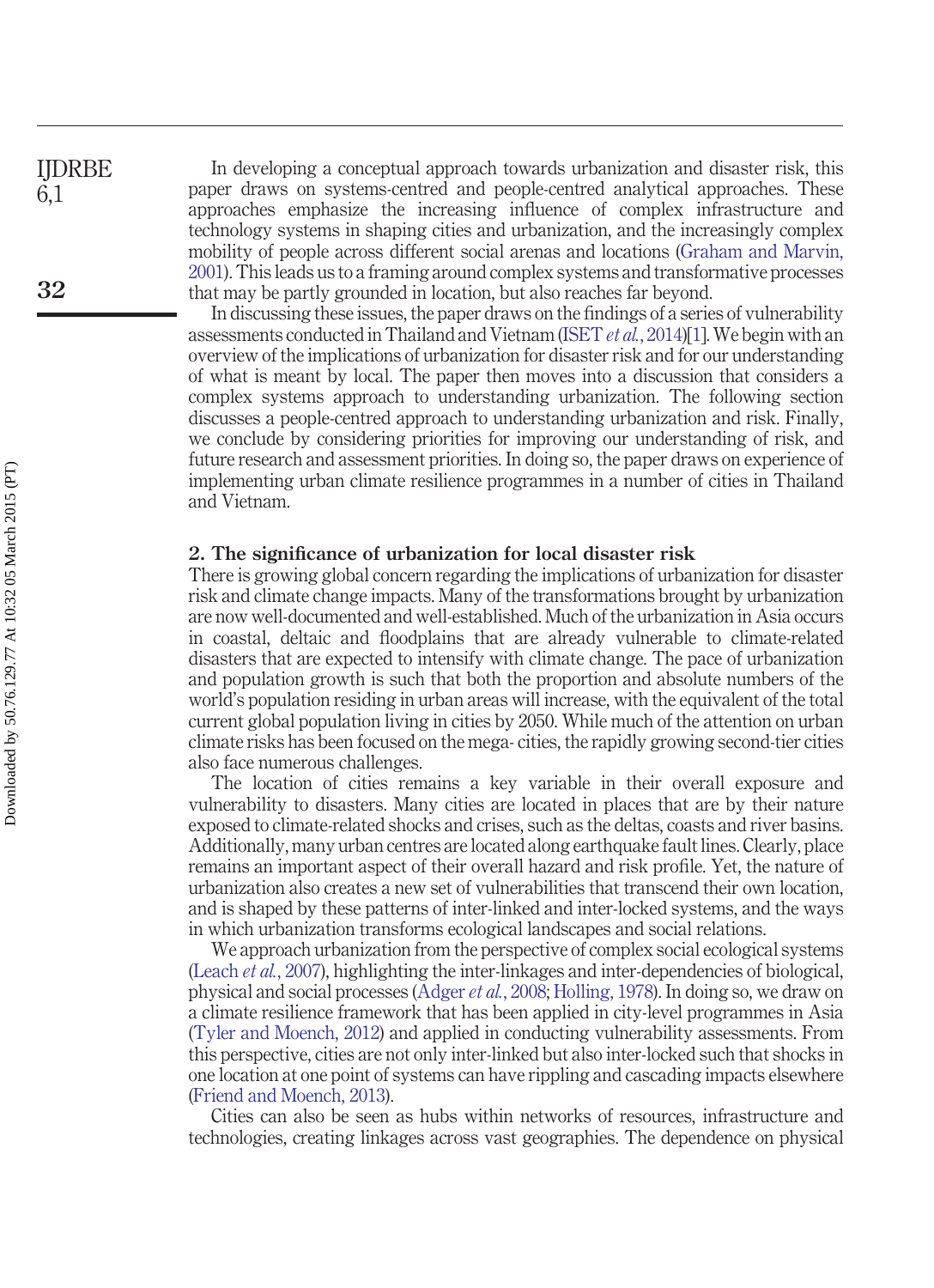In developing a conceptual approach towards urbanization and disaster risk, this paper draws on systems-centred and people-centred analytical approaches. These approaches emphasize the increasing influence of complex infrastructure and technology systems in shaping cities and urbanization, and the increasingly complex mobility of people across different social arenas and locations (Graham and Marvin, 2001). This leads us to a framing around complex systems and transformative processes that may be partly grounded in location, but also reaches far beyond.

In discussing these issues, the paper draws on the findings of a series of vulnerability assessments conducted in Thailand and Vietnam (ISET *et al.*, 2014)[1]. We begin with an overview of the implications of urbanization for disaster risk and for our understanding of what is meant by local. The paper then moves into a discussion that considers a complex systems approach to understanding urbanization. The following section discusses a people-centred approach to understanding urbanization and risk. Finally, we conclude by considering priorities for improving our understanding of risk, and future research and assessment priorities. In doing so, the paper draws on experience of implementing urban climate resilience programmes in a number of cities in Thailand and Vietnam.

## 2. The significance of urbanization for local disaster risk

There is growing global concern regarding the implications of urbanization for disaster risk and climate change impacts. Many of the transformations brought by urbanization are now well-documented and well-established. Much of the urbanization in Asia occurs in coastal, deltaic and floodplains that are already vulnerable to climate-related disasters that are expected to intensify with climate change. The pace of urbanization and population growth is such that both the proportion and absolute numbers of the world's population residing in urban areas will increase, with the equivalent of the total current global population living in cities by 2050. While much of the attention on urban climate risks has been focused on the mega- cities, the rapidly growing second-tier cities also face numerous challenges.

The location of cities remains a key variable in their overall exposure and vulnerability to disasters. Many cities are located in places that are by their nature exposed to climate-related shocks and crises, such as the deltas, coasts and river basins. Additionally, many urban centres are located along earthquake fault lines. Clearly, place remains an important aspect of their overall hazard and risk profile. Yet, the nature of urbanization also creates a new set of vulnerabilities that transcend their own location, and is shaped by these patterns of inter-linked and inter-locked systems, and the ways in which urbanization transforms ecological landscapes and social relations.

We approach urbanization from the perspective of complex social ecological systems (Leach *et al.*, 2007), highlighting the inter-linkages and inter-dependencies of biological, physical and social processes (Adger *et al.*, 2008; Holling, 1978). In doing so, we draw on a climate resilience framework that has been applied in city-level programmes in Asia (Tyler and Moench, 2012) and applied in conducting vulnerability assessments. From this perspective, cities are not only inter-linked but also inter-locked such that shocks in one location at one point of systems can have rippling and cascading impacts elsewhere (Friend and Moench, 2013).

Cities can also be seen as hubs within networks of resources, infrastructure and technologies, creating linkages across vast geographies. The dependence on physical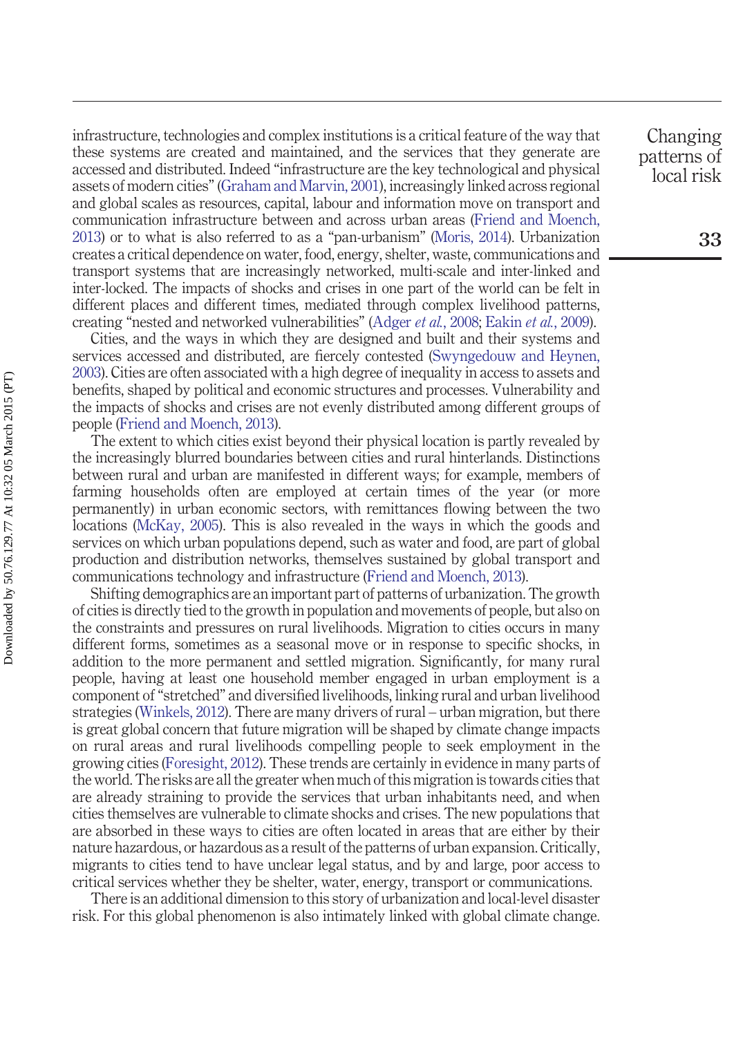infrastructure, technologies and complex institutions is a critical feature of the way that these systems are created and maintained, and the services that they generate are accessed and distributed. Indeed "infrastructure are the key technological and physical assets of modern cities" (Graham and Marvin, 2001), increasingly linked across regional and global scales as resources, capital, labour and information move on transport and communication infrastructure between and across urban areas (Friend and Moench, 2013) or to what is also referred to as a "pan-urbanism" (Moris, 2014). Urbanization creates a critical dependence on water, food, energy, shelter, waste, communications and transport systems that are increasingly networked, multi-scale and inter-linked and inter-locked. The impacts of shocks and crises in one part of the world can be felt in different places and different times, mediated through complex livelihood patterns, creating "nested and networked vulnerabilities" (Adger *et al.*, 2008; Eakin *et al.*, 2009).

Cities, and the ways in which they are designed and built and their systems and services accessed and distributed, are fiercely contested (Swyngedouw and Heynen, 2003). Cities are often associated with a high degree of inequality in access to assets and benefits, shaped by political and economic structures and processes. Vulnerability and the impacts of shocks and crises are not evenly distributed among different groups of people (Friend and Moench, 2013).

The extent to which cities exist beyond their physical location is partly revealed by the increasingly blurred boundaries between cities and rural hinterlands. Distinctions between rural and urban are manifested in different ways; for example, members of farming households often are employed at certain times of the year (or more permanently) in urban economic sectors, with remittances flowing between the two locations (McKay, 2005). This is also revealed in the ways in which the goods and services on which urban populations depend, such as water and food, are part of global production and distribution networks, themselves sustained by global transport and communications technology and infrastructure (Friend and Moench, 2013).

Shifting demographics are an important part of patterns of urbanization. The growth of cities is directly tied to the growth in population and movements of people, but also on the constraints and pressures on rural livelihoods. Migration to cities occurs in many different forms, sometimes as a seasonal move or in response to specific shocks, in addition to the more permanent and settled migration. Significantly, for many rural people, having at least one household member engaged in urban employment is a component of "stretched" and diversified livelihoods, linking rural and urban livelihood strategies (Winkels, 2012). There are many drivers of rural – urban migration, but there is great global concern that future migration will be shaped by climate change impacts on rural areas and rural livelihoods compelling people to seek employment in the growing cities (Foresight, 2012). These trends are certainly in evidence in many parts of the world. The risks are all the greater when much of this migration is towards cities that are already straining to provide the services that urban inhabitants need, and when cities themselves are vulnerable to climate shocks and crises. The new populations that are absorbed in these ways to cities are often located in areas that are either by their nature hazardous, or hazardous as a result of the patterns of urban expansion. Critically, migrants to cities tend to have unclear legal status, and by and large, poor access to critical services whether they be shelter, water, energy, transport or communications.

There is an additional dimension to this story of urbanization and local-level disaster risk. For this global phenomenon is also intimately linked with global climate change.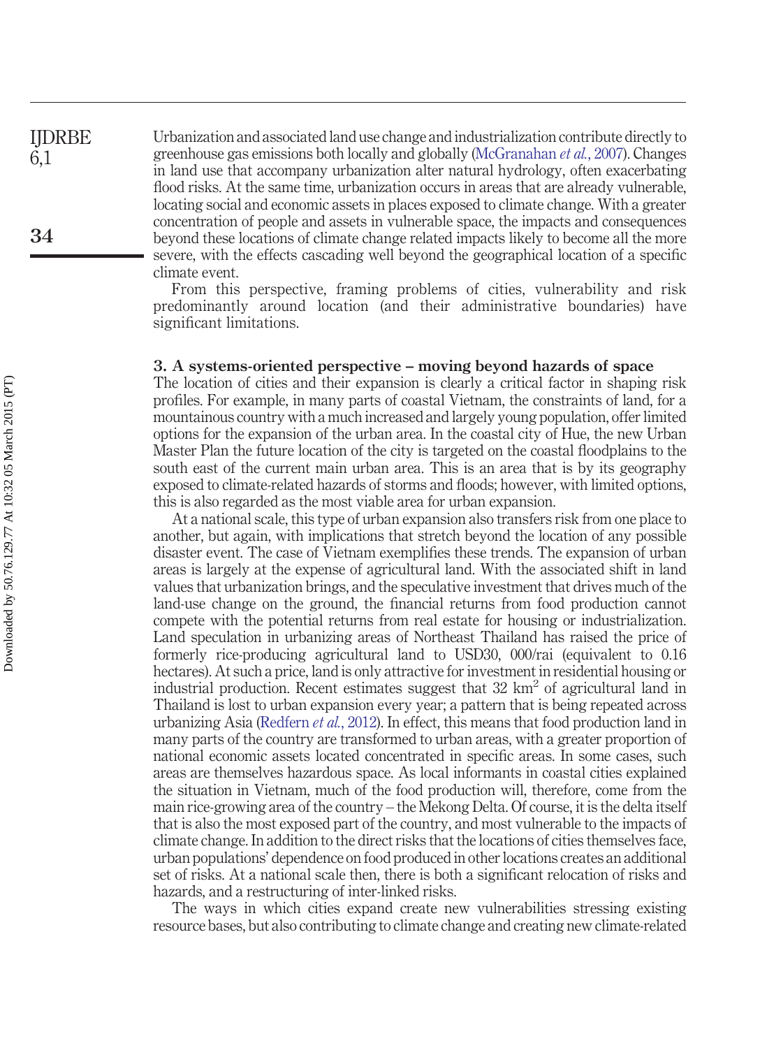Urbanization and associated land use change and industrialization contribute directly to greenhouse gas emissions both locally and globally (McGranahan *et al.*, 2007). Changes in land use that accompany urbanization alter natural hydrology, often exacerbating flood risks. At the same time, urbanization occurs in areas that are already vulnerable, locating social and economic assets in places exposed to climate change. With a greater concentration of people and assets in vulnerable space, the impacts and consequences beyond these locations of climate change related impacts likely to become all the more severe, with the effects cascading well beyond the geographical location of a specific climate event.

From this perspective, framing problems of cities, vulnerability and risk predominantly around location (and their administrative boundaries) have significant limitations.

### 3. A systems-oriented perspective – moving beyond hazards of space

The location of cities and their expansion is clearly a critical factor in shaping risk profiles. For example, in many parts of coastal Vietnam, the constraints of land, for a mountainous country with a much increased and largely young population, offer limited options for the expansion of the urban area. In the coastal city of Hue, the new Urban Master Plan the future location of the city is targeted on the coastal floodplains to the south east of the current main urban area. This is an area that is by its geography exposed to climate-related hazards of storms and floods; however, with limited options, this is also regarded as the most viable area for urban expansion.

At a national scale, this type of urban expansion also transfers risk from one place to another, but again, with implications that stretch beyond the location of any possible disaster event. The case of Vietnam exemplifies these trends. The expansion of urban areas is largely at the expense of agricultural land. With the associated shift in land values that urbanization brings, and the speculative investment that drives much of the land-use change on the ground, the financial returns from food production cannot compete with the potential returns from real estate for housing or industrialization. Land speculation in urbanizing areas of Northeast Thailand has raised the price of formerly rice-producing agricultural land to USD30, 000/rai (equivalent to 0.16 hectares). At such a price, land is only attractive for investment in residential housing or industrial production. Recent estimates suggest that 32 $km^2$ of agricultural land in Thailand is lost to urban expansion every year; a pattern that is being repeated across urbanizing Asia (Redfern *et al.*, 2012). In effect, this means that food production land in many parts of the country are transformed to urban areas, with a greater proportion of national economic assets located concentrated in specific areas. In some cases, such areas are themselves hazardous space. As local informants in coastal cities explained the situation in Vietnam, much of the food production will, therefore, come from the main rice-growing area of the country – the Mekong Delta. Of course, it is the delta itself that is also the most exposed part of the country, and most vulnerable to the impacts of climate change. In addition to the direct risks that the locations of cities themselves face, urban populations' dependence on food produced in other locations creates an additional set of risks. At a national scale then, there is both a significant relocation of risks and hazards, and a restructuring of inter-linked risks.

The ways in which cities expand create new vulnerabilities stressing existing resource bases, but also contributing to climate change and creating new climate-related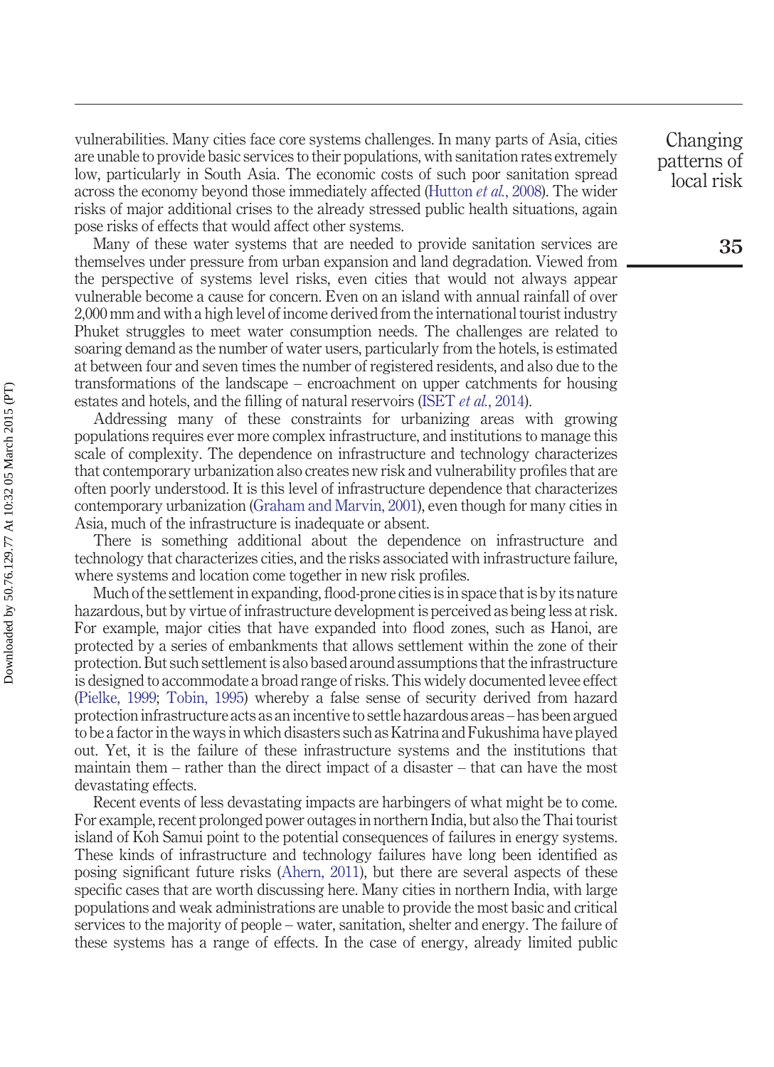vulnerabilities. Many cities face core systems challenges. In many parts of Asia, cities are unable to provide basic services to their populations, with sanitation rates extremely low, particularly in South Asia. The economic costs of such poor sanitation spread across the economy beyond those immediately affected (Hutton *et al.*, 2008). The wider risks of major additional crises to the already stressed public health situations, again pose risks of effects that would affect other systems.

Many of these water systems that are needed to provide sanitation services are themselves under pressure from urban expansion and land degradation. Viewed from the perspective of systems level risks, even cities that would not always appear vulnerable become a cause for concern. Even on an island with annual rainfall of over 2,000 mm and with a high level of income derived from the international tourist industry Phuket struggles to meet water consumption needs. The challenges are related to soaring demand as the number of water users, particularly from the hotels, is estimated at between four and seven times the number of registered residents, and also due to the transformations of the landscape – encroachment on upper catchments for housing estates and hotels, and the filling of natural reservoirs (ISET *et al.*, 2014).

Addressing many of these constraints for urbanizing areas with growing populations requires ever more complex infrastructure, and institutions to manage this scale of complexity. The dependence on infrastructure and technology characterizes that contemporary urbanization also creates new risk and vulnerability profiles that are often poorly understood. It is this level of infrastructure dependence that characterizes contemporary urbanization (Graham and Marvin, 2001), even though for many cities in Asia, much of the infrastructure is inadequate or absent.

There is something additional about the dependence on infrastructure and technology that characterizes cities, and the risks associated with infrastructure failure, where systems and location come together in new risk profiles.

Much of the settlement in expanding, flood-prone cities is in space that is by its nature hazardous, but by virtue of infrastructure development is perceived as being less at risk. For example, major cities that have expanded into flood zones, such as Hanoi, are protected by a series of embankments that allows settlement within the zone of their protection. But such settlement is also based around assumptions that the infrastructure is designed to accommodate a broad range of risks. This widely documented levee effect (Pielke, 1999; Tobin, 1995) whereby a false sense of security derived from hazard protection infrastructure acts as an incentive to settle hazardous areas – has been argued to be a factor in the ways in which disasters such as Katrina and Fukushima have played out. Yet, it is the failure of these infrastructure systems and the institutions that maintain them – rather than the direct impact of a disaster – that can have the most devastating effects.

Recent events of less devastating impacts are harbingers of what might be to come. For example, recent prolonged power outages in northern India, but also the Thai tourist island of Koh Samui point to the potential consequences of failures in energy systems. These kinds of infrastructure and technology failures have long been identified as posing significant future risks (Ahern, 2011), but there are several aspects of these specific cases that are worth discussing here. Many cities in northern India, with large populations and weak administrations are unable to provide the most basic and critical services to the majority of people – water, sanitation, shelter and energy. The failure of these systems has a range of effects. In the case of energy, already limited public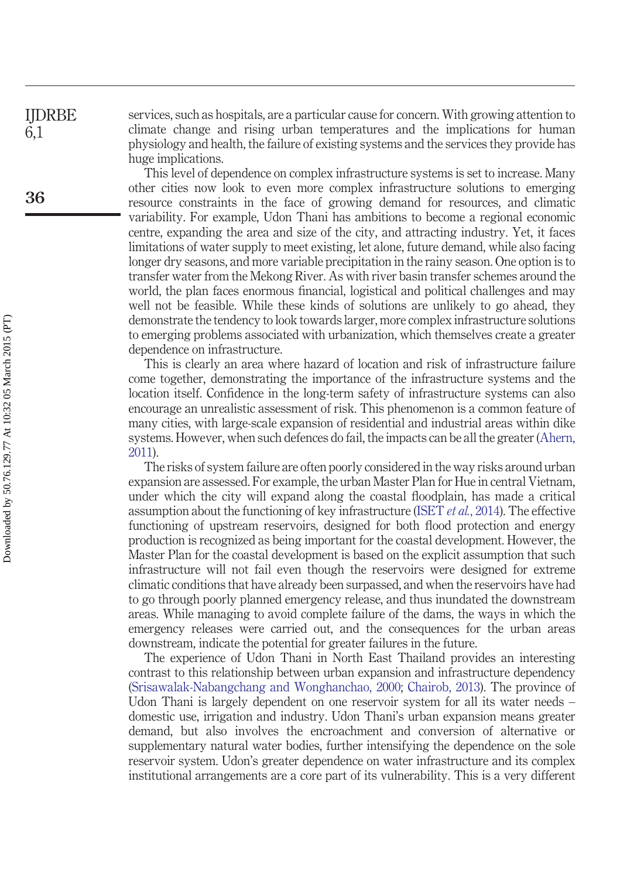services, such as hospitals, are a particular cause for concern. With growing attention to climate change and rising urban temperatures and the implications for human physiology and health, the failure of existing systems and the services they provide has huge implications.

This level of dependence on complex infrastructure systems is set to increase. Many other cities now look to even more complex infrastructure solutions to emerging resource constraints in the face of growing demand for resources, and climatic variability. For example, Udon Thani has ambitions to become a regional economic centre, expanding the area and size of the city, and attracting industry. Yet, it faces limitations of water supply to meet existing, let alone, future demand, while also facing longer dry seasons, and more variable precipitation in the rainy season. One option is to transfer water from the Mekong River. As with river basin transfer schemes around the world, the plan faces enormous financial, logistical and political challenges and may well not be feasible. While these kinds of solutions are unlikely to go ahead, they demonstrate the tendency to look towards larger, more complex infrastructure solutions to emerging problems associated with urbanization, which themselves create a greater dependence on infrastructure.

This is clearly an area where hazard of location and risk of infrastructure failure come together, demonstrating the importance of the infrastructure systems and the location itself. Confidence in the long-term safety of infrastructure systems can also encourage an unrealistic assessment of risk. This phenomenon is a common feature of many cities, with large-scale expansion of residential and industrial areas within dike systems. However, when such defences do fail, the impacts can be all the greater (Ahern, 2011).

The risks of system failure are often poorly considered in the way risks around urban expansion are assessed. For example, the urban Master Plan for Hue in central Vietnam, under which the city will expand along the coastal floodplain, has made a critical assumption about the functioning of key infrastructure (ISET *et al.*, 2014). The effective functioning of upstream reservoirs, designed for both flood protection and energy production is recognized as being important for the coastal development. However, the Master Plan for the coastal development is based on the explicit assumption that such infrastructure will not fail even though the reservoirs were designed for extreme climatic conditions that have already been surpassed, and when the reservoirs have had to go through poorly planned emergency release, and thus inundated the downstream areas. While managing to avoid complete failure of the dams, the ways in which the emergency releases were carried out, and the consequences for the urban areas downstream, indicate the potential for greater failures in the future.

The experience of Udon Thani in North East Thailand provides an interesting contrast to this relationship between urban expansion and infrastructure dependency (Srisawalak-Nabangchang and Wonghanchao, 2000; Chairob, 2013). The province of Udon Thani is largely dependent on one reservoir system for all its water needs – domestic use, irrigation and industry. Udon Thani's urban expansion means greater demand, but also involves the encroachment and conversion of alternative or supplementary natural water bodies, further intensifying the dependence on the sole reservoir system. Udon's greater dependence on water infrastructure and its complex institutional arrangements are a core part of its vulnerability. This is a very different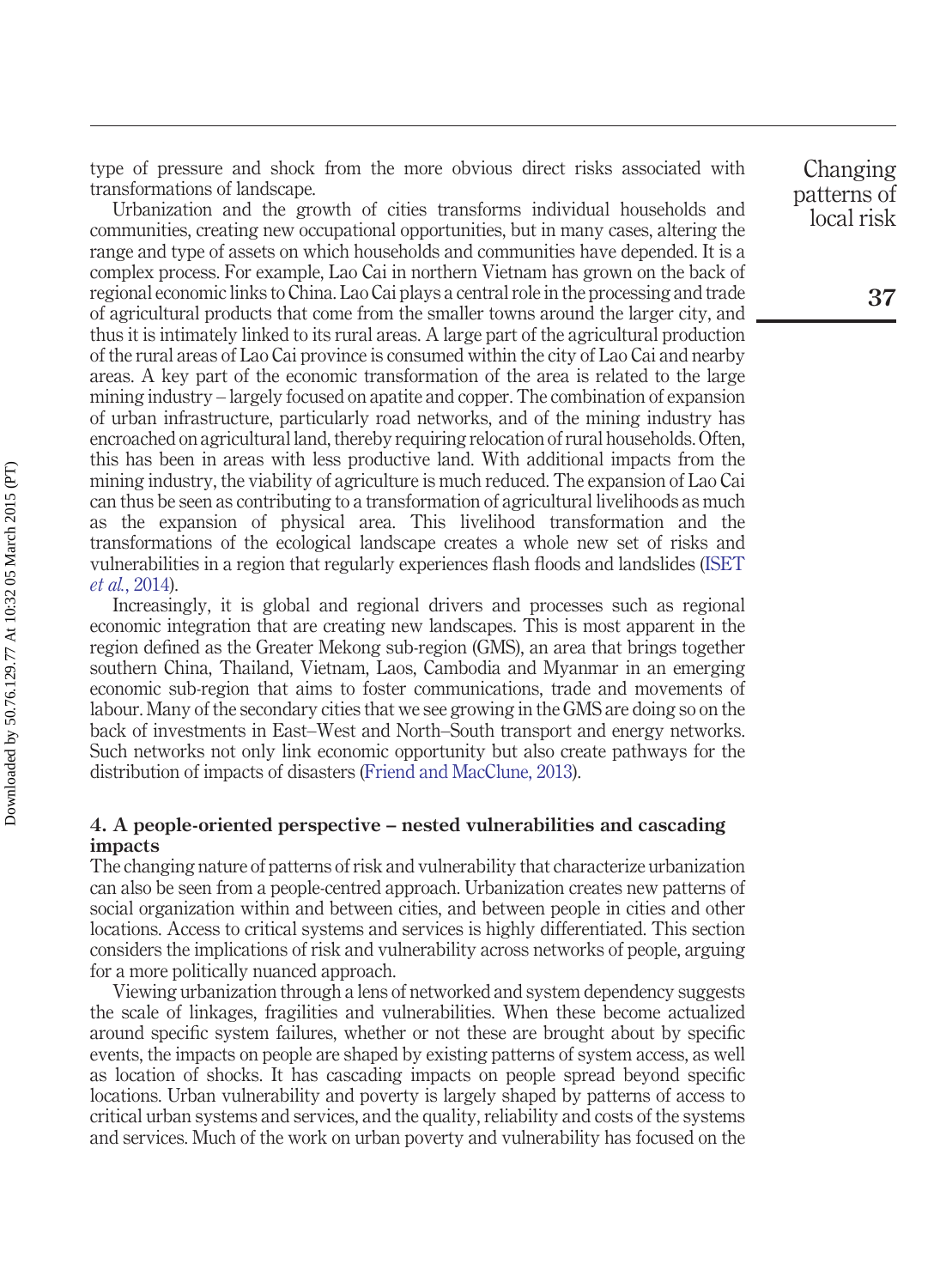type of pressure and shock from the more obvious direct risks associated with transformations of landscape.

Urbanization and the growth of cities transforms individual households and communities, creating new occupational opportunities, but in many cases, altering the range and type of assets on which households and communities have depended. It is a complex process. For example, Lao Cai in northern Vietnam has grown on the back of regional economic links to China. Lao Cai plays a central role in the processing and trade of agricultural products that come from the smaller towns around the larger city, and thus it is intimately linked to its rural areas. A large part of the agricultural production of the rural areas of Lao Cai province is consumed within the city of Lao Cai and nearby areas. A key part of the economic transformation of the area is related to the large mining industry – largely focused on apatite and copper. The combination of expansion of urban infrastructure, particularly road networks, and of the mining industry has encroached on agricultural land, thereby requiring relocation of rural households. Often, this has been in areas with less productive land. With additional impacts from the mining industry, the viability of agriculture is much reduced. The expansion of Lao Cai can thus be seen as contributing to a transformation of agricultural livelihoods as much as the expansion of physical area. This livelihood transformation and the transformations of the ecological landscape creates a whole new set of risks and vulnerabilities in a region that regularly experiences flash floods and landslides (ISET *et al.*, 2014).

Increasingly, it is global and regional drivers and processes such as regional economic integration that are creating new landscapes. This is most apparent in the region defined as the Greater Mekong sub-region (GMS), an area that brings together southern China, Thailand, Vietnam, Laos, Cambodia and Myanmar in an emerging economic sub-region that aims to foster communications, trade and movements of labour. Many of the secondary cities that we see growing in the GMS are doing so on the back of investments in East–West and North–South transport and energy networks. Such networks not only link economic opportunity but also create pathways for the distribution of impacts of disasters (Friend and MacClune, 2013).

## 4. A people-oriented perspective – nested vulnerabilities and cascading impacts

The changing nature of patterns of risk and vulnerability that characterize urbanization can also be seen from a people-centred approach. Urbanization creates new patterns of social organization within and between cities, and between people in cities and other locations. Access to critical systems and services is highly differentiated. This section considers the implications of risk and vulnerability across networks of people, arguing for a more politically nuanced approach.

Viewing urbanization through a lens of networked and system dependency suggests the scale of linkages, fragilities and vulnerabilities. When these become actualized around specific system failures, whether or not these are brought about by specific events, the impacts on people are shaped by existing patterns of system access, as well as location of shocks. It has cascading impacts on people spread beyond specific locations. Urban vulnerability and poverty is largely shaped by patterns of access to critical urban systems and services, and the quality, reliability and costs of the systems and services. Much of the work on urban poverty and vulnerability has focused on the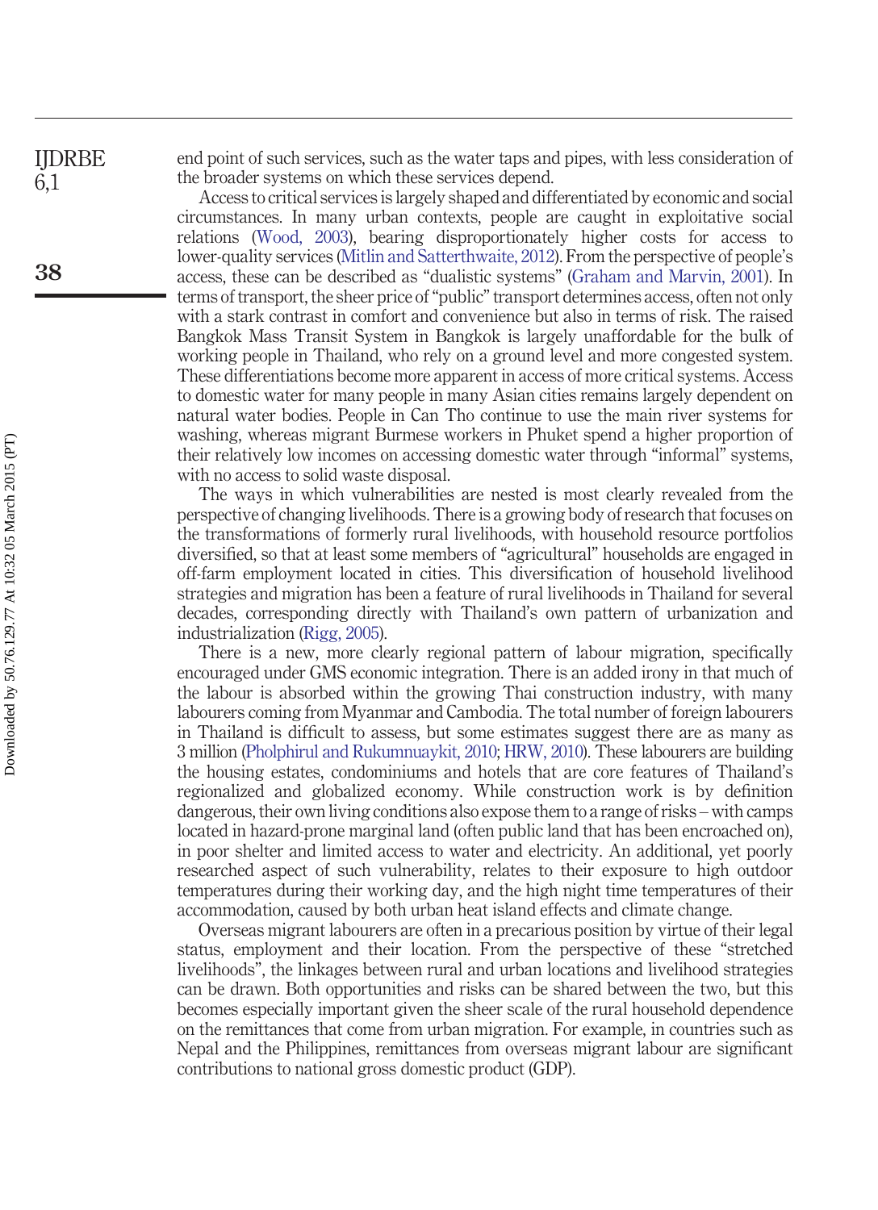end point of such services, such as the water taps and pipes, with less consideration of the broader systems on which these services depend.

Access to critical services is largely shaped and differentiated by economic and social circumstances. In many urban contexts, people are caught in exploitative social relations (Wood, 2003), bearing disproportionately higher costs for access to lower-quality services (Mitlin and Satterthwaite, 2012). From the perspective of people's access, these can be described as "dualistic systems" (Graham and Marvin, 2001). In terms of transport, the sheer price of "public" transport determines access, often not only with a stark contrast in comfort and convenience but also in terms of risk. The raised Bangkok Mass Transit System in Bangkok is largely unaffordable for the bulk of working people in Thailand, who rely on a ground level and more congested system. These differentiations become more apparent in access of more critical systems. Access to domestic water for many people in many Asian cities remains largely dependent on natural water bodies. People in Can Tho continue to use the main river systems for washing, whereas migrant Burmese workers in Phuket spend a higher proportion of their relatively low incomes on accessing domestic water through "informal" systems, with no access to solid waste disposal.

The ways in which vulnerabilities are nested is most clearly revealed from the perspective of changing livelihoods. There is a growing body of research that focuses on the transformations of formerly rural livelihoods, with household resource portfolios diversified, so that at least some members of "agricultural" households are engaged in off-farm employment located in cities. This diversification of household livelihood strategies and migration has been a feature of rural livelihoods in Thailand for several decades, corresponding directly with Thailand's own pattern of urbanization and industrialization (Rigg, 2005).

There is a new, more clearly regional pattern of labour migration, specifically encouraged under GMS economic integration. There is an added irony in that much of the labour is absorbed within the growing Thai construction industry, with many labourers coming from Myanmar and Cambodia. The total number of foreign labourers in Thailand is difficult to assess, but some estimates suggest there are as many as 3 million (Pholphirul and Rukumnuaykit, 2010; HRW, 2010). These labourers are building the housing estates, condominiums and hotels that are core features of Thailand's regionalized and globalized economy. While construction work is by definition dangerous, their own living conditions also expose them to a range of risks – with camps located in hazard-prone marginal land (often public land that has been encroached on), in poor shelter and limited access to water and electricity. An additional, yet poorly researched aspect of such vulnerability, relates to their exposure to high outdoor temperatures during their working day, and the high night time temperatures of their accommodation, caused by both urban heat island effects and climate change.

Overseas migrant labourers are often in a precarious position by virtue of their legal status, employment and their location. From the perspective of these "stretched livelihoods", the linkages between rural and urban locations and livelihood strategies can be drawn. Both opportunities and risks can be shared between the two, but this becomes especially important given the sheer scale of the rural household dependence on the remittances that come from urban migration. For example, in countries such as Nepal and the Philippines, remittances from overseas migrant labour are significant contributions to national gross domestic product (GDP).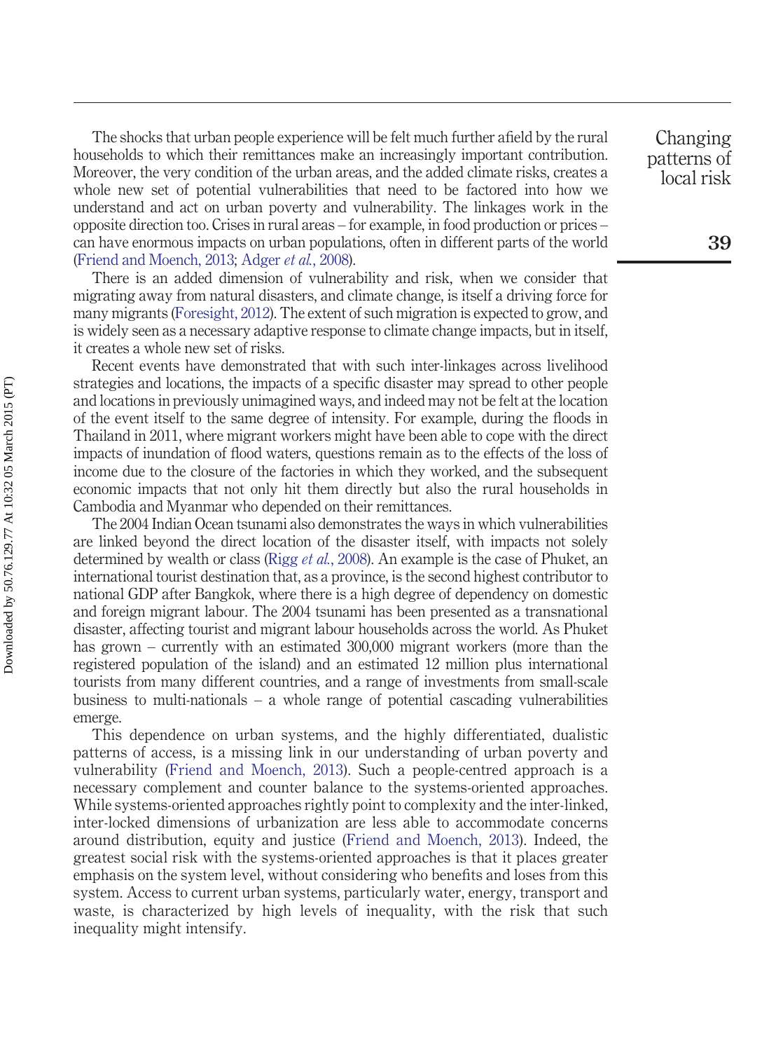The shocks that urban people experience will be felt much further afield by the rural households to which their remittances make an increasingly important contribution. Moreover, the very condition of the urban areas, and the added climate risks, creates a whole new set of potential vulnerabilities that need to be factored into how we understand and act on urban poverty and vulnerability. The linkages work in the opposite direction too. Crises in rural areas – for example, in food production or prices – can have enormous impacts on urban populations, often in different parts of the world (Friend and Moench, 2013; Adger *et al.*, 2008).

There is an added dimension of vulnerability and risk, when we consider that migrating away from natural disasters, and climate change, is itself a driving force for many migrants (Foresight, 2012). The extent of such migration is expected to grow, and is widely seen as a necessary adaptive response to climate change impacts, but in itself, it creates a whole new set of risks.

Recent events have demonstrated that with such inter-linkages across livelihood strategies and locations, the impacts of a specific disaster may spread to other people and locations in previously unimagined ways, and indeed may not be felt at the location of the event itself to the same degree of intensity. For example, during the floods in Thailand in 2011, where migrant workers might have been able to cope with the direct impacts of inundation of flood waters, questions remain as to the effects of the loss of income due to the closure of the factories in which they worked, and the subsequent economic impacts that not only hit them directly but also the rural households in Cambodia and Myanmar who depended on their remittances.

The 2004 Indian Ocean tsunami also demonstrates the ways in which vulnerabilities are linked beyond the direct location of the disaster itself, with impacts not solely determined by wealth or class (Rigg *et al.*, 2008). An example is the case of Phuket, an international tourist destination that, as a province, is the second highest contributor to national GDP after Bangkok, where there is a high degree of dependency on domestic and foreign migrant labour. The 2004 tsunami has been presented as a transnational disaster, affecting tourist and migrant labour households across the world. As Phuket has grown – currently with an estimated 300,000 migrant workers (more than the registered population of the island) and an estimated 12 million plus international tourists from many different countries, and a range of investments from small-scale business to multi-nationals – a whole range of potential cascading vulnerabilities emerge.

This dependence on urban systems, and the highly differentiated, dualistic patterns of access, is a missing link in our understanding of urban poverty and vulnerability (Friend and Moench, 2013). Such a people-centred approach is a necessary complement and counter balance to the systems-oriented approaches. While systems-oriented approaches rightly point to complexity and the inter-linked, inter-locked dimensions of urbanization are less able to accommodate concerns around distribution, equity and justice (Friend and Moench, 2013). Indeed, the greatest social risk with the systems-oriented approaches is that it places greater emphasis on the system level, without considering who benefits and loses from this system. Access to current urban systems, particularly water, energy, transport and waste, is characterized by high levels of inequality, with the risk that such inequality might intensify.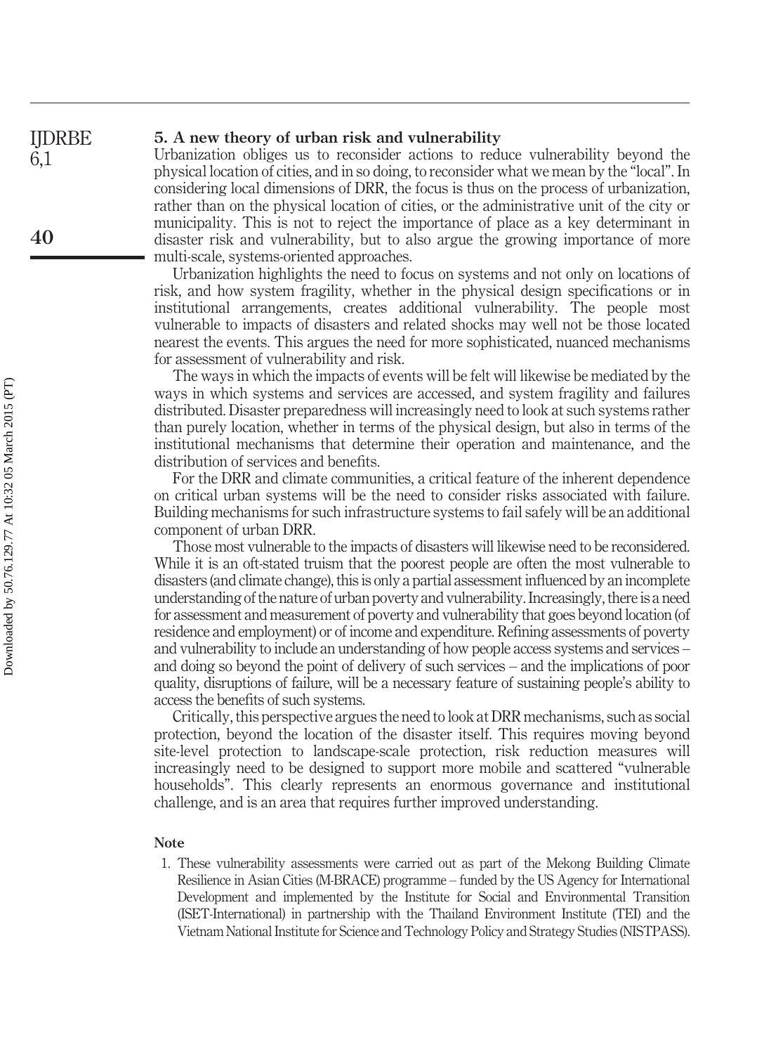## 5. A new theory of urban risk and vulnerability

Urbanization obliges us to reconsider actions to reduce vulnerability beyond the physical location of cities, and in so doing, to reconsider what we mean by the "local". In considering local dimensions of DRR, the focus is thus on the process of urbanization, rather than on the physical location of cities, or the administrative unit of the city or municipality. This is not to reject the importance of place as a key determinant in disaster risk and vulnerability, but to also argue the growing importance of more multi-scale, systems-oriented approaches.

Urbanization highlights the need to focus on systems and not only on locations of risk, and how system fragility, whether in the physical design specifications or in institutional arrangements, creates additional vulnerability. The people most vulnerable to impacts of disasters and related shocks may well not be those located nearest the events. This argues the need for more sophisticated, nuanced mechanisms for assessment of vulnerability and risk.

The ways in which the impacts of events will be felt will likewise be mediated by the ways in which systems and services are accessed, and system fragility and failures distributed. Disaster preparedness will increasingly need to look at such systems rather than purely location, whether in terms of the physical design, but also in terms of the institutional mechanisms that determine their operation and maintenance, and the distribution of services and benefits.

For the DRR and climate communities, a critical feature of the inherent dependence on critical urban systems will be the need to consider risks associated with failure. Building mechanisms for such infrastructure systems to fail safely will be an additional component of urban DRR.

Those most vulnerable to the impacts of disasters will likewise need to be reconsidered. While it is an oft-stated truism that the poorest people are often the most vulnerable to disasters (and climate change), this is only a partial assessment influenced by an incomplete understanding of the nature of urban poverty and vulnerability. Increasingly, there is a need for assessment and measurement of poverty and vulnerability that goes beyond location (of residence and employment) or of income and expenditure. Refining assessments of poverty and vulnerability to include an understanding of how people access systems and services – and doing so beyond the point of delivery of such services – and the implications of poor quality, disruptions of failure, will be a necessary feature of sustaining people's ability to access the benefits of such systems.

Critically, this perspective argues the need to look at DRR mechanisms, such as social protection, beyond the location of the disaster itself. This requires moving beyond site-level protection to landscape-scale protection, risk reduction measures will increasingly need to be designed to support more mobile and scattered "vulnerable households". This clearly represents an enormous governance and institutional challenge, and is an area that requires further improved understanding.

### Note

1. These vulnerability assessments were carried out as part of the Mekong Building Climate Resilience in Asian Cities (M-BRACE) programme – funded by the US Agency for International Development and implemented by the Institute for Social and Environmental Transition (ISET-International) in partnership with the Thailand Environment Institute (TEI) and the Vietnam National Institute for Science and Technology Policy and Strategy Studies (NISTPASS).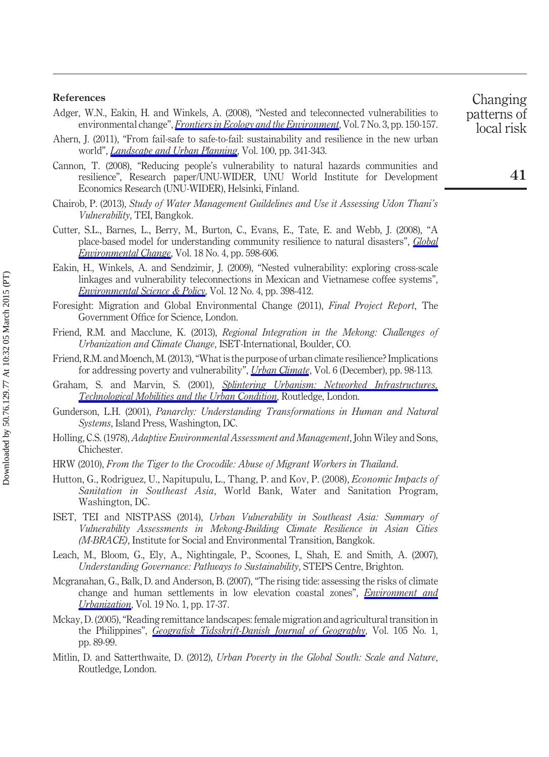## References

Adger, W.N., Eakin, H. and Winkels, A. (2008), "Nested and teleconnected vulnerabilities to environmental change", *Frontiers in Ecology and the Environment*, Vol. 7 No. 3, pp. 150-157.

Ahern, J. (2011), "From fail-safe to safe-to-fail: sustainability and resilience in the new urban world", *Landscape and Urban Planning*, Vol. 100, pp. 341-343.

Cannon, T. (2008), "Reducing people's vulnerability to natural hazards communities and resilience", Research paper/UNU-WIDER, UNU World Institute for Development Economics Research (UNU-WIDER), Helsinki, Finland.

Chairob, P. (2013), *Study of Water Management Guildelines and Use it Assessing Udon Thani's Vulnerability*, TEI, Bangkok.

Cutter, S.L., Barnes, L., Berry, M., Burton, C., Evans, E., Tate, E. and Webb, J. (2008), "A place-based model for understanding community resilience to natural disasters", *Global Environmental Change*, Vol. 18 No. 4, pp. 598-606.

Eakin, H., Winkels, A. and Sendzimir, J. (2009), "Nested vulnerability: exploring cross-scale linkages and vulnerability teleconnections in Mexican and Vietnamese coffee systems", *Environmental Science & Policy*, Vol. 12 No. 4, pp. 398-412.

Foresight: Migration and Global Environmental Change (2011), *Final Project Report*, The Government Office for Science, London.

Friend, R.M. and Macclune, K. (2013), *Regional Integration in the Mekong: Challenges of Urbanization and Climate Change*, ISET-International, Boulder, CO.

Friend, R.M. and Moench, M. (2013), "What is the purpose of urban climate resilience? Implications for addressing poverty and vulnerability", *Urban Climate*, Vol. 6 (December), pp. 98-113.

Graham, S. and Marvin, S. (2001), *Splintering Urbanism: Networked Infrastructures, Technological Mobilities and the Urban Condition*, Routledge, London.

Gunderson, L.H. (2001), *Panarchy: Understanding Transformations in Human and Natural Systems*, Island Press, Washington, DC.

Holling, C.S. (1978), *Adaptive Environmental Assessment and Management*, John Wiley and Sons, Chichester.

HRW (2010), *From the Tiger to the Crocodile: Abuse of Migrant Workers in Thailand*.

Hutton, G., Rodriguez, U., Napitupulu, L., Thang, P. and Kov, P. (2008), *Economic Impacts of Sanitation in Southeast Asia*, World Bank, Water and Sanitation Program, Washington, DC.

ISET, TEI and NISTPASS (2014), *Urban Vulnerability in Southeast Asia: Summary of Vulnerability Assessments in Mekong-Building Climate Resilience in Asian Cities (M-BRACE)*, Institute for Social and Environmental Transition, Bangkok.

Leach, M., Bloom, G., Ely, A., Nightingale, P., Scoones, I., Shah, E. and Smith, A. (2007), *Understanding Governance: Pathways to Sustainability*, STEPS Centre, Brighton.

Mcgranahan, G., Balk, D. and Anderson, B. (2007), "The rising tide: assessing the risks of climate change and human settlements in low elevation coastal zones", *Environment and Urbanization*, Vol. 19 No. 1, pp. 17-37.

Mckay, D. (2005), "Reading remittance landscapes: female migration and agricultural transition in the Philippines", *Geografisk Tidsskrift-Danish Journal of Geography*, Vol. 105 No. 1, pp. 89-99.

Mitlin, D. and Satterthwaite, D. (2012), *Urban Poverty in the Global South: Scale and Nature*, Routledge, London.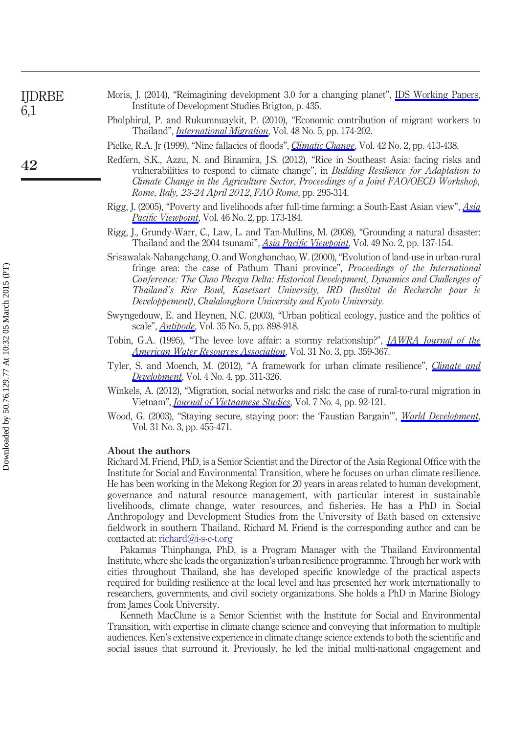Moris, J. (2014), "Reimagining development 3.0 for a changing planet", IDS Working Papers, Institute of Development Studies Brigton, p. 435.

Pholphirul, P. and Rukumnuaykit, P. (2010), "Economic contribution of migrant workers to Thailand", *International Migration*, Vol. 48 No. 5, pp. 174-202.

Pielke, R.A. Jr (1999), "Nine fallacies of floods", *Climatic Change*, Vol. 42 No. 2, pp. 413-438.

Redfern, S.K., Azzu, N. and Binamira, J.S. (2012), "Rice in Southeast Asia: facing risks and vulnerabilities to respond to climate change", in *Building Resilience for Adaptation to Climate Change in the Agriculture Sector, Proceedings of a Joint FAO/OECD Workshop, Rome, Italy, 23-24 April 2012, FAO Rome*, pp. 295-314.

Rigg, J. (2005), "Poverty and livelihoods after full-time farming: a South-East Asian view", *Asia Pacific Viewpoint*, Vol. 46 No. 2, pp. 173-184.

Rigg, J., Grundy-Warr, C., Law, L. and Tan-Mullins, M. (2008), "Grounding a natural disaster: Thailand and the 2004 tsunami", *Asia Pacific Viewpoint*, Vol. 49 No. 2, pp. 137-154.

Srisawalak-Nabangchang, O. and Wonghanchao, W. (2000), "Evolution of land-use in urban-rural fringe area: the case of Pathum Thani province", *Proceedings of the International Conference: The Chao Phraya Delta: Historical Development, Dynamics and Challenges of Thailand's Rice Bowl, Kasetsart University, IRD (Institut de Recherche pour le Developpement), Chulalongkorn University and Kyoto University*.

Swyngedouw, E. and Heynen, N.C. (2003), "Urban political ecology, justice and the politics of scale", *Antipode*, Vol. 35 No. 5, pp. 898-918.

Tobin, G.A. (1995), "The levee love affair: a stormy relationship?", *JAWRA Journal of the American Water Resources Association*, Vol. 31 No. 3, pp. 359-367.

Tyler, S. and Moench, M. (2012), "A framework for urban climate resilience", *Climate and Development*, Vol. 4 No. 4, pp. 311-326.

Winkels, A. (2012), "Migration, social networks and risk: the case of rural-to-rural migration in Vietnam", *Journal of Vietnamese Studies*, Vol. 7 No. 4, pp. 92-121.

Wood, G. (2003), "Staying secure, staying poor: the 'Faustian Bargain'", *World Development*, Vol. 31 No. 3, pp. 455-471.

## About the authors

Richard M. Friend, PhD, is a Senior Scientist and the Director of the Asia Regional Office with the Institute for Social and Environmental Transition, where he focuses on urban climate resilience. He has been working in the Mekong Region for 20 years in areas related to human development, governance and natural resource management, with particular interest in sustainable livelihoods, climate change, water resources, and fisheries. He has a PhD in Social Anthropology and Development Studies from the University of Bath based on extensive fieldwork in southern Thailand. Richard M. Friend is the corresponding author and can be contacted at: richard@i-s-e-t.org

Pakamas Thinphanga, PhD, is a Program Manager with the Thailand Environmental Institute, where she leads the organization's urban resilience programme. Through her work with cities throughout Thailand, she has developed specific knowledge of the practical aspects required for building resilience at the local level and has presented her work internationally to researchers, governments, and civil society organizations. She holds a PhD in Marine Biology from James Cook University.

Kenneth MacClune is a Senior Scientist with the Institute for Social and Environmental Transition, with expertise in climate change science and conveying that information to multiple audiences. Ken's extensive experience in climate change science extends to both the scientific and social issues that surround it. Previously, he led the initial multi-national engagement and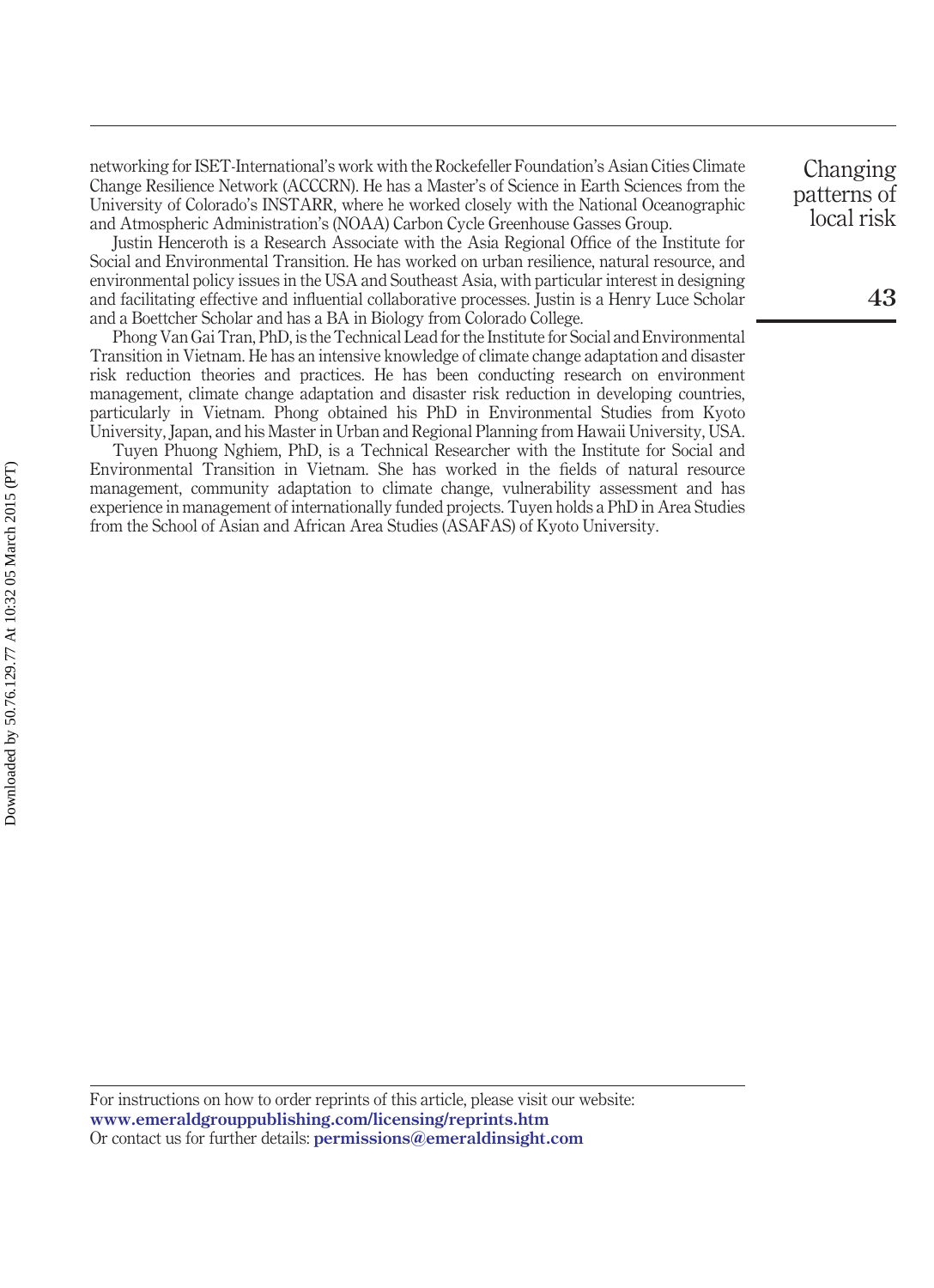networking for ISET-International's work with the Rockefeller Foundation's Asian Cities Climate Change Resilience Network (ACCCRN). He has a Master's of Science in Earth Sciences from the University of Colorado's INSTARR, where he worked closely with the National Oceanographic and Atmospheric Administration's (NOAA) Carbon Cycle Greenhouse Gasses Group.

Justin Henceroth is a Research Associate with the Asia Regional Office of the Institute for Social and Environmental Transition. He has worked on urban resilience, natural resource, and environmental policy issues in the USA and Southeast Asia, with particular interest in designing and facilitating effective and influential collaborative processes. Justin is a Henry Luce Scholar and a Boettcher Scholar and has a BA in Biology from Colorado College.

Phong Van Gai Tran, PhD, is the Technical Lead for the Institute for Social and Environmental Transition in Vietnam. He has an intensive knowledge of climate change adaptation and disaster risk reduction theories and practices. He has been conducting research on environment management, climate change adaptation and disaster risk reduction in developing countries, particularly in Vietnam. Phong obtained his PhD in Environmental Studies from Kyoto University, Japan, and his Master in Urban and Regional Planning from Hawaii University, USA.

Tuyen Phuong Nghiem, PhD, is a Technical Researcher with the Institute for Social and Environmental Transition in Vietnam. She has worked in the fields of natural resource management, community adaptation to climate change, vulnerability assessment and has experience in management of internationally funded projects. Tuyen holds a PhD in Area Studies from the School of Asian and African Area Studies (ASAFAS) of Kyoto University.

For instructions on how to order reprints of this article, please visit our website:
**www.emeraldgrouppublishing.com/licensing/reprints.htm**
Or contact us for further details: **permissions@emeraldinsight.com**